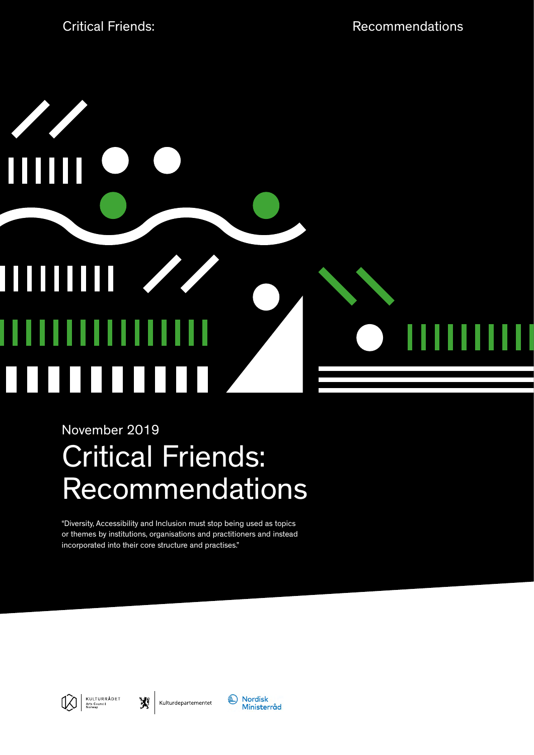November 2019

# Critical Friends: Recommendations

"Diversity, Accessibility and Inclusion must stop being used as topics or themes by institutions, organisations and practitioners and instead incorporated into their core structure and practises."

KULTURRÅDET Arts Council Norway

Kulturdepartementet

Nordisk Ministerråd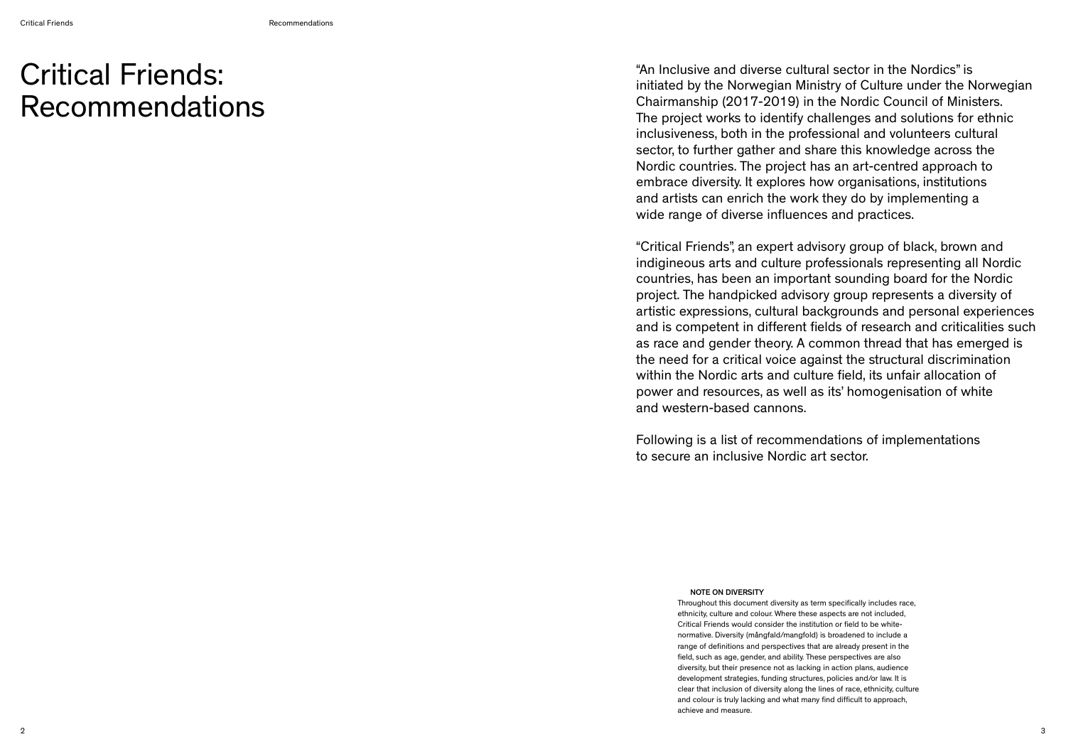# Critical Friends: Recommendations

"An Inclusive and diverse cultural sector in the Nordics" is initiated by the Norwegian Ministry of Culture under the Norwegian Chairmanship (2017-2019) in the Nordic Council of Ministers. The project works to identify challenges and solutions for ethnic inclusiveness, both in the professional and volunteers cultural sector, to further gather and share this knowledge across the Nordic countries. The project has an art-centred approach to embrace diversity. It explores how organisations, institutions and artists can enrich the work they do by implementing a wide range of diverse influences and practices.

"Critical Friends", an expert advisory group of black, brown and indigineous arts and culture professionals representing all Nordic countries, has been an important sounding board for the Nordic project. The handpicked advisory group represents a diversity of artistic expressions, cultural backgrounds and personal experiences and is competent in different fields of research and criticalities such as race and gender theory. A common thread that has emerged is the need for a critical voice against the structural discrimination within the Nordic arts and culture field, its unfair allocation of power and resources, as well as its' homogenisation of white and western-based cannons.

Following is a list of recommendations of implementations to secure an inclusive Nordic art sector.

**NOTE ON DIVERSITY**

Throughout this document diversity as term specifically includes race, ethnicity, culture and colour. Where these aspects are not included, Critical Friends would consider the institution or field to be white-normative. Diversity (mångfald/mangfold) is broadened to include a range of definitions and perspectives that are already present in the field, such as age, gender, and ability. These perspectives are also diversity, but their presence not as lacking in action plans, audience development strategies, funding structures, policies and/or law. It is clear that inclusion of diversity along the lines of race, ethnicity, culture and colour is truly lacking and what many find difficult to approach, achieve and measure.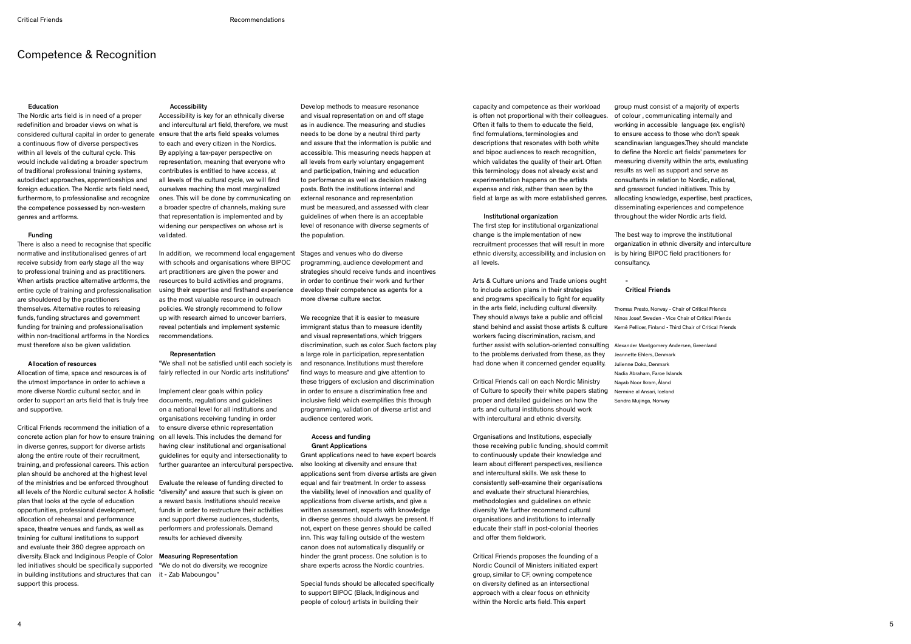# Competence & Recognition

### Education

The Nordic arts field is in need of a proper redefinition and broader views on what is considered cultural capital in order to generate a continuous flow of diverse perspectives within all levels of the cultural cycle. This would include validating a broader spectrum of traditional professional training systems, autodidact approaches, apprenticeships and foreign education. The Nordic arts field need, furthermore, to professionalise and recognize the competence possessed by non-western genres and artforms.

### Funding

There is also a need to recognise that specific normative and institutionalised genres of art receive subsidy from early stage all the way to professional training and as practitioners. When artists practice alternative artforms, the entire cycle of training and professionalisation are shouldered by the practitioners themselves. Alternative routes to releasing funds, funding structures and government funding for training and professionalisation within non-traditional artforms in the Nordics must therefore also be given validation.

### Allocation of resources

Allocation of time, space and resources is of the utmost importance in order to achieve a more diverse Nordic cultural sector, and in order to support an arts field that is truly free and supportive.

Critical Friends recommend the initiation of a concrete action plan for how to ensure training in diverse genres, support for diverse artists along the entire route of their recruitment, training, and professional careers. This action plan should be anchored at the highest level of the ministries and be enforced throughout all levels of the Nordic cultural sector. A holistic plan that looks at the cycle of education opportunities, professional development, allocation of rehearsal and performance space, theatre venues and funds, as well as training for cultural institutions to support and evaluate their 360 degree approach on diversity. Black and Indiginous People of Color led initiatives should be specifically supported in building institutions and structures that can support this process.

### Accessibility

Accessibility is key for an ethnically diverse and intercultural art field, therefore, we must ensure that the arts field speaks volumes to each and every citizen in the Nordics. By applying a tax-payer perspective on representation, meaning that everyone who contributes is entitled to have access, at all levels of the cultural cycle, we will find ourselves reaching the most marginalized ones. This will be done by communicating on a broader spectre of channels, making sure that representation is implemented and by widening our perspectives on whose art is validated.

In addition, we recommend local engagement with schools and organizations where BIPOC art practitioners are given the power and resources to build activities and programs, using their expertise and firsthand experience as the most valuable resource in outreach policies. We strongly recommend to follow up with research aimed to uncover barriers, reveal potentials and implement systemic recommendations.

### Representation

"We shall not be satisfied until each society is fairly reflected in our Nordic arts institutions"

Implement clear goals within policy documents, regulations and guidelines on a national level for all institutions and organisations receiving funding in order to ensure diverse ethnic representation on all levels. This includes the demand for having clear institutional and organisational guidelines for equity and intersectionality to further guarantee an intercultural perspective.

Evaluate the release of funding directed to "diversity" and assure that such is given on a reward basis. Institutions should receive funds in order to restructure their activities and support diverse audiences, students, performers and professionals. Demand results for achieved diversity.

### Measuring Representation

"We do not do diversity, we recognize it - Zab Maboungou"

Develop methods to measure resonance and visual representation on and off stage as in audience. The measuring and studies needs to be done by a neutral third party and assure that the information is public and accessible. This measuring needs happen at all levels from early voluntary engagement and participation, training and education to performance as well as decision making posts. Both the institutions internal and external resonance and representation must be measured, and assessed with clear guidelines of when there is an acceptable level of resonance with diverse segments of the population.

Stages and venues who do diverse programming, audience development and strategies should receive funds and incentives in order to continue their work and further develop their competence as agents for a more diverse culture sector.

We recognize that it is easier to measure immigrant status than to measure identity and visual representations, which triggers discrimination, such as color. Such factors play a large role in participation, representation and resonance. Institutions must therefore find ways to measure and give attention to these triggers of exclusion and discrimination in order to ensure a discrimination free and inclusive field which exemplifies this through programming, validation of diverse artist and audience centered work.

### Access and funding Grant Applications

Grant applications need to have expert boards also looking at diversity and ensure that applications sent from diverse artists are given equal and fair treatment. In order to assess the viability, level of innovation and quality of applications from diverse artists, and give a written assessment, experts with knowledge in diverse genres should always be present. If not, expert on these genres should be called inn. This way falling outside of the western canon does not automatically disqualify or hinder the grant process. One solution is to share experts across the Nordic countries.

Special funds should be allocated specifically to support BIPOC (Black, Indiginous and people of colour) artists in building their capacity and competence as their workload is often not proportional with their colleagues. Often it falls to them to educate the field, find formulations, terminologies and descriptions that resonates with both white and bipoc audiences to reach recognition, which validates the quality of their art. Often this terminology does not already exist and experimentation happens on the artists expense and risk, rather than seen by the field at large as with more established genres.

### Institutional organization

The first step for institutional organizational change is the implementation of new recruitment processes that will result in more ethnic diversity, accessibility, and inclusion on all levels.

Arts & Culture unions and Trade unions ought to include action plans in their strategies and programs specifically to fight for equality in the arts field, including cultural diversity. They should always take a public and official stand behind and assist those artists & culture workers facing discrimination, racism, and further assist with solution-oriented consulting to the problems derivated from these, as they had done when it concerned gender equality.

Critical Friends call on each Nordic Ministry of Culture to specify their white papers stating proper and detailed guidelines on how the arts and cultural institutions should work with intercultural and ethnic diversity.

Organisations and Institutions, especially those receiving public funding, should commit to continuously update their knowledge and learn about different perspectives, resilience and intercultural skills. We ask these to consistently self-examine their organisations and evaluate their structural hierarchies, methodologies and guidelines on ethnic diversity. We further recommend cultural organisations and institutions to internally educate their staff in post-colonial theories and offer them fieldwork.

Critical Friends proposes the founding of a Nordic Council of Ministers initiated expert group, similar to CF, owning competence on diversity defined as an intersectional approach with a clear focus on ethnicity within the Nordic arts field. This expert group must consist of a majority of experts of colour , communicating internally and working in accessible language (ex. english) to ensure access to those who don't speak scandinavian languages.They should mandate to define the Nordic art fields' parameters for measuring diversity within the arts, evaluating results as well as support and serve as consultants in relation to Nordic, national, and grassroot funded initiatives. This by allocating knowledge, expertise, best practices, disseminating experiences and competence throughout the wider Nordic arts field.

The best way to improve the institutional organization in ethnic diversity and interculture is by hiring BIPOC field practitioners for consultancy.

-

### Critical Friends

Thomas Presto, Norway - Chair of Critical Friends
Ninos Josef, Sweden - Vice Chair of Critical Friends
Kemê Pellicer, Finland - Third Chair of Critical Friends

Alexander Montgomery Andersen, Greenland
Jeannette Ehlers, Denmark
Julienne Doko, Denmark
Nadia Abraham, Faroe Islands
Nayab Noor Ikram, Åland
Nermine al Ansari, Iceland
Sandra Mujinga, Norway